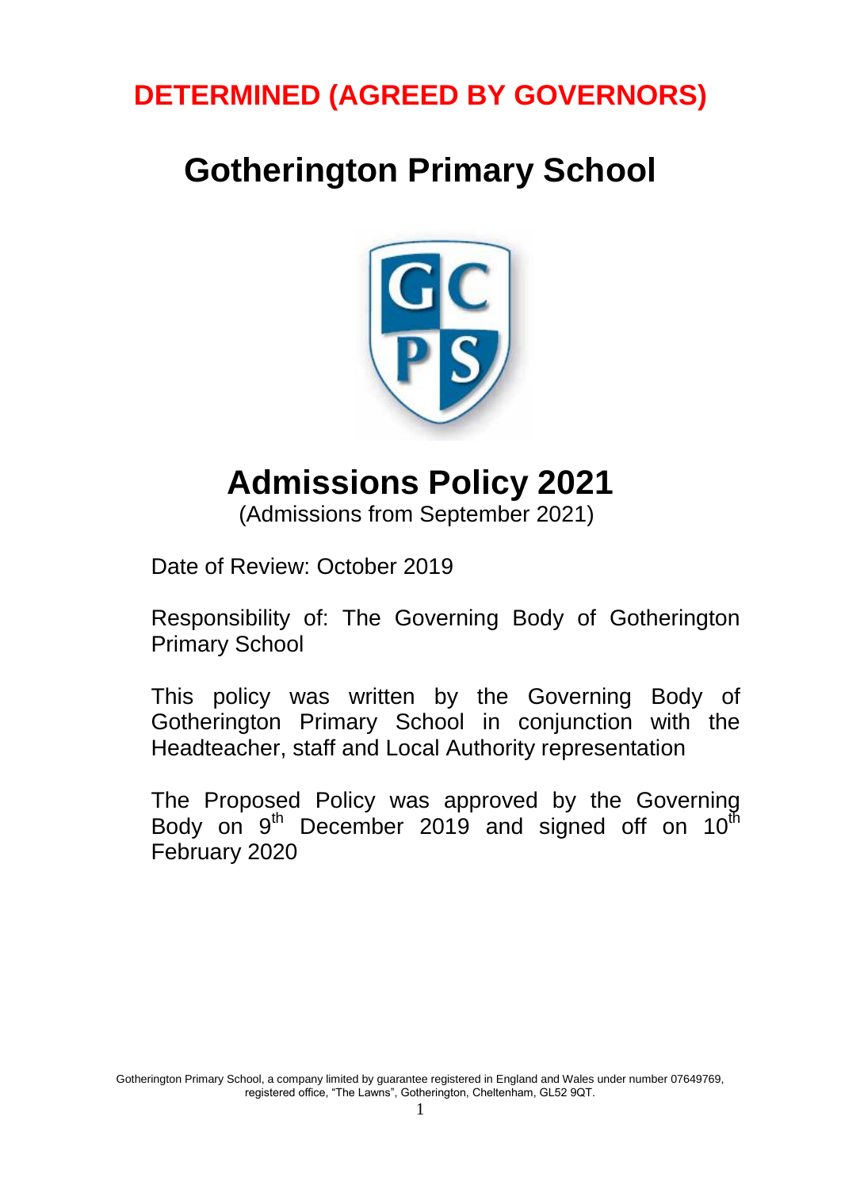**DETERMINED (AGREED BY GOVERNORS)**

# Gotherington Primary School

# Admissions Policy 2021

(Admissions from September 2021)

Date of Review: October 2019

Responsibility of: The Governing Body of Gotherington Primary School

This policy was written by the Governing Body of Gotherington Primary School in conjunction with the Headteacher, staff and Local Authority representation

The Proposed Policy was approved by the Governing Body on 9th December 2019 and signed off on 10th February 2020

Gotherington Primary School, a company limited by guarantee registered in England and Wales under number 07649769, registered office, "The Lawns", Gotherington, Cheltenham, GL52 9QT.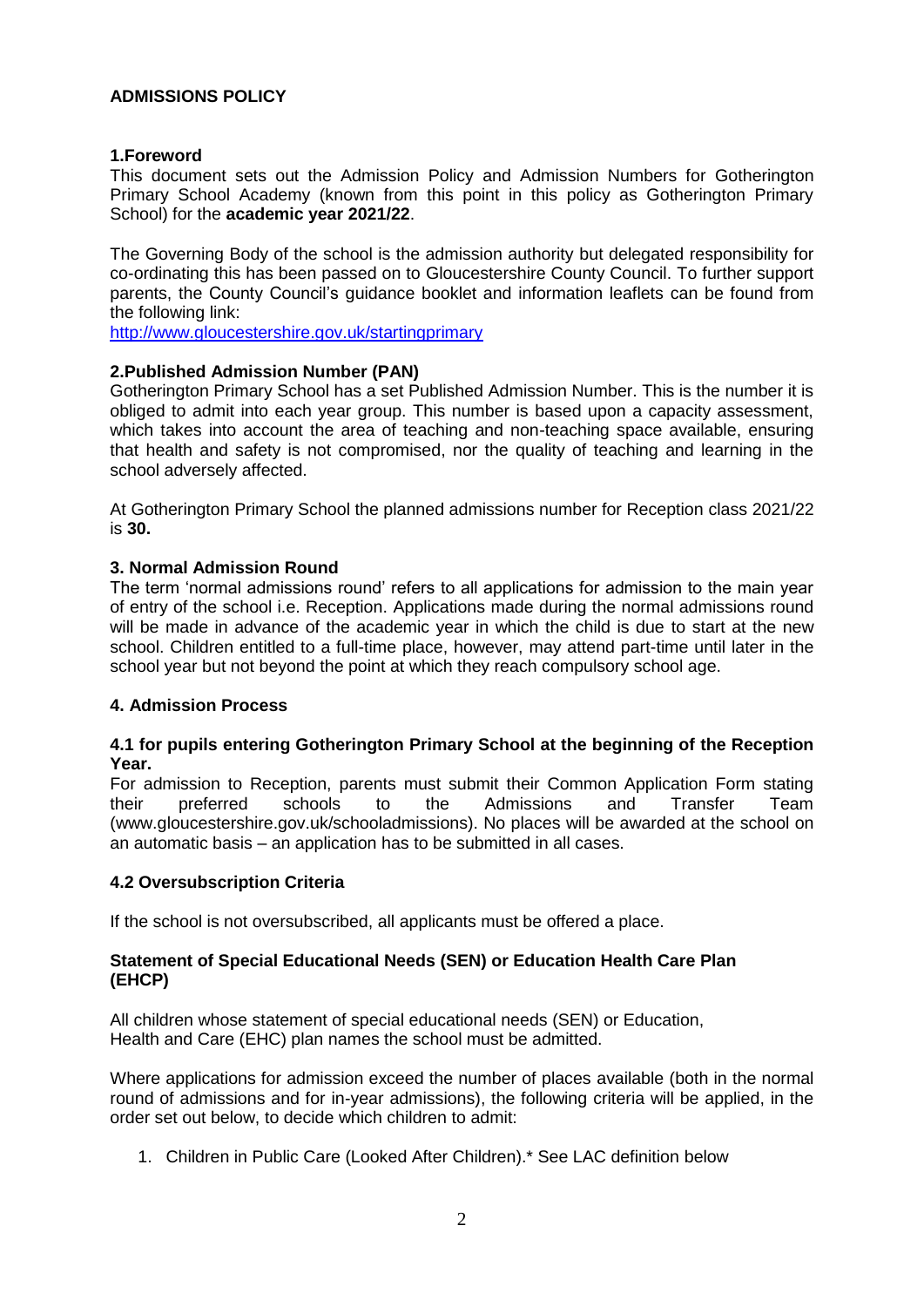## ADMISSIONS POLICY

### 1.Foreword

This document sets out the Admission Policy and Admission Numbers for Gotherington Primary School Academy (known from this point in this policy as Gotherington Primary School) for the **academic year 2021/22**.

The Governing Body of the school is the admission authority but delegated responsibility for co-ordinating this has been passed on to Gloucestershire County Council. To further support parents, the County Council's guidance booklet and information leaflets can be found from the following link:

[http://www.gloucestershire.gov.uk/startingprimary](http://www.gloucestershire.gov.uk/startingprimary)

### 2.Published Admission Number (PAN)

Gotherington Primary School has a set Published Admission Number. This is the number it is obliged to admit into each year group. This number is based upon a capacity assessment, which takes into account the area of teaching and non-teaching space available, ensuring that health and safety is not compromised, nor the quality of teaching and learning in the school adversely affected.

At Gotherington Primary School the planned admissions number for Reception class 2021/22 is **30.**

### 3. Normal Admission Round

The term 'normal admissions round' refers to all applications for admission to the main year of entry of the school i.e. Reception. Applications made during the normal admissions round will be made in advance of the academic year in which the child is due to start at the new school. Children entitled to a full-time place, however, may attend part-time until later in the school year but not beyond the point at which they reach compulsory school age.

### 4. Admission Process

#### 4.1 for pupils entering Gotherington Primary School at the beginning of the Reception Year.

For admission to Reception, parents must submit their Common Application Form stating their preferred schools to the Admissions and Transfer Team (www.gloucestershire.gov.uk/schooladmissions). No places will be awarded at the school on an automatic basis – an application has to be submitted in all cases.

#### 4.2 Oversubscription Criteria

If the school is not oversubscribed, all applicants must be offered a place.

**Statement of Special Educational Needs (SEN) or Education Health Care Plan (EHCP)**

All children whose statement of special educational needs (SEN) or Education, Health and Care (EHC) plan names the school must be admitted.

Where applications for admission exceed the number of places available (both in the normal round of admissions and for in-year admissions), the following criteria will be applied, in the order set out below, to decide which children to admit:

1. Children in Public Care (Looked After Children).* See LAC definition below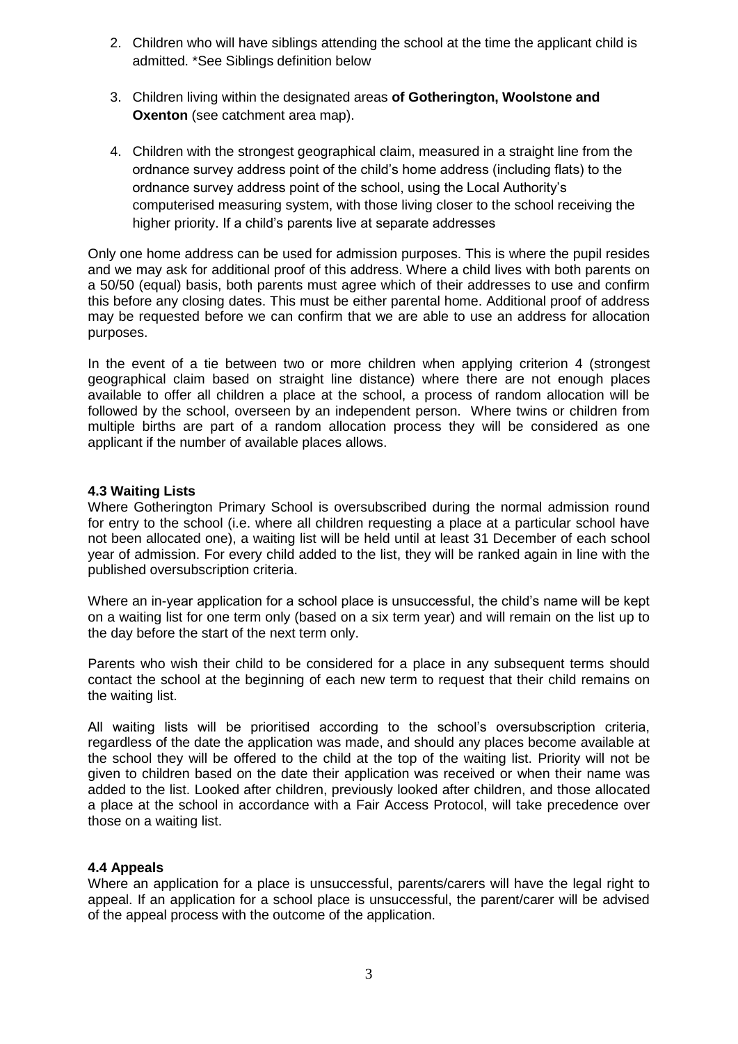2. Children who will have siblings attending the school at the time the applicant child is admitted. *See Siblings definition below

3. Children living within the designated areas **of Gotherington, Woolstone and Oxenton** (see catchment area map).

4. Children with the strongest geographical claim, measured in a straight line from the ordnance survey address point of the child's home address (including flats) to the ordnance survey address point of the school, using the Local Authority's computerised measuring system, with those living closer to the school receiving the higher priority. If a child's parents live at separate addresses

Only one home address can be used for admission purposes. This is where the pupil resides and we may ask for additional proof of this address. Where a child lives with both parents on a 50/50 (equal) basis, both parents must agree which of their addresses to use and confirm this before any closing dates. This must be either parental home. Additional proof of address may be requested before we can confirm that we are able to use an address for allocation purposes.

In the event of a tie between two or more children when applying criterion 4 (strongest geographical claim based on straight line distance) where there are not enough places available to offer all children a place at the school, a process of random allocation will be followed by the school, overseen by an independent person. Where twins or children from multiple births are part of a random allocation process they will be considered as one applicant if the number of available places allows.

**4.3 Waiting Lists**

Where Gotherington Primary School is oversubscribed during the normal admission round for entry to the school (i.e. where all children requesting a place at a particular school have not been allocated one), a waiting list will be held until at least 31 December of each school year of admission. For every child added to the list, they will be ranked again in line with the published oversubscription criteria.

Where an in-year application for a school place is unsuccessful, the child's name will be kept on a waiting list for one term only (based on a six term year) and will remain on the list up to the day before the start of the next term only.

Parents who wish their child to be considered for a place in any subsequent terms should contact the school at the beginning of each new term to request that their child remains on the waiting list.

All waiting lists will be prioritised according to the school's oversubscription criteria, regardless of the date the application was made, and should any places become available at the school they will be offered to the child at the top of the waiting list. Priority will not be given to children based on the date their application was received or when their name was added to the list. Looked after children, previously looked after children, and those allocated a place at the school in accordance with a Fair Access Protocol, will take precedence over those on a waiting list.

**4.4 Appeals**

Where an application for a place is unsuccessful, parents/carers will have the legal right to appeal. If an application for a school place is unsuccessful, the parent/carer will be advised of the appeal process with the outcome of the application.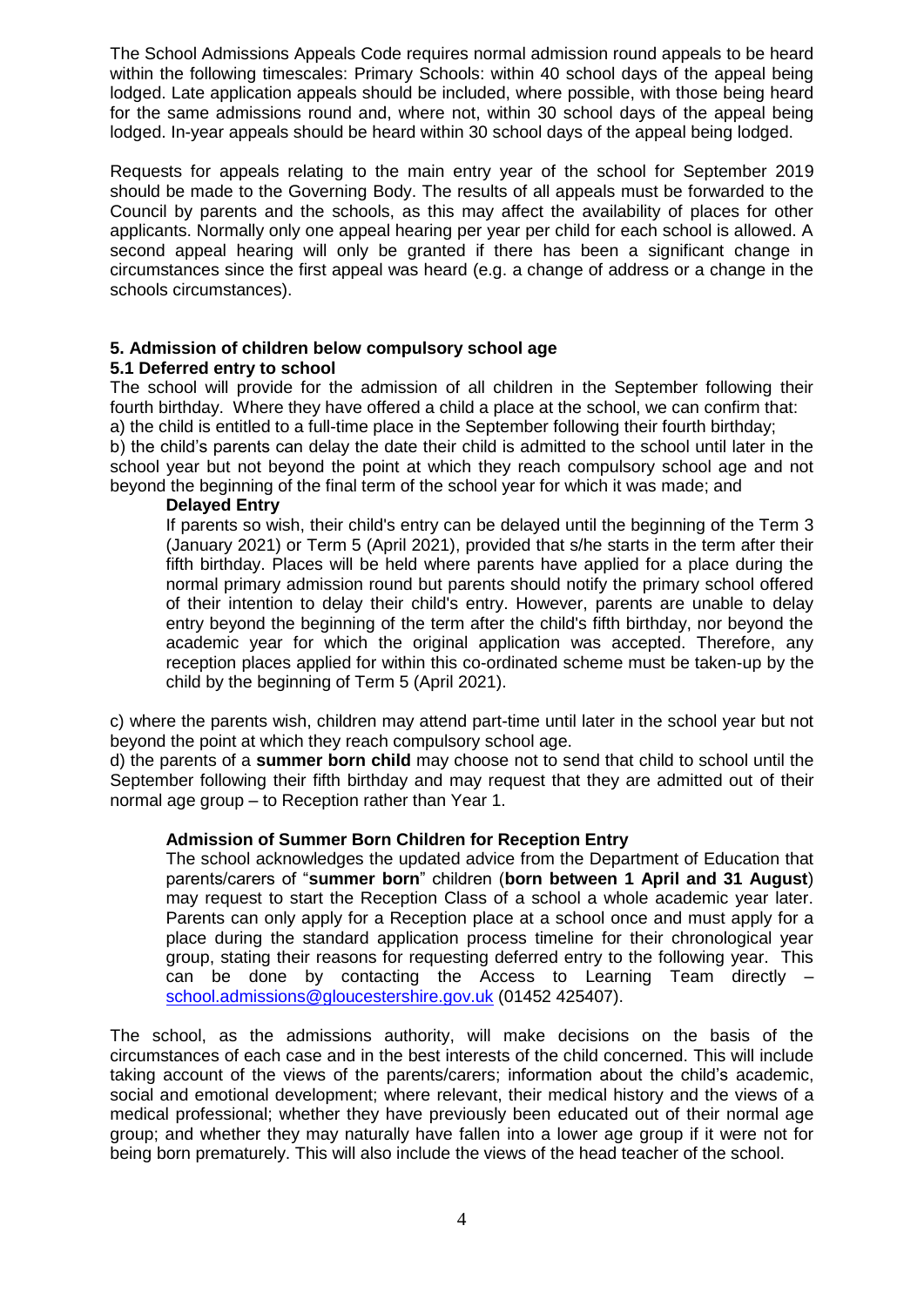The School Admissions Appeals Code requires normal admission round appeals to be heard within the following timescales: Primary Schools: within 40 school days of the appeal being lodged. Late application appeals should be included, where possible, with those being heard for the same admissions round and, where not, within 30 school days of the appeal being lodged. In-year appeals should be heard within 30 school days of the appeal being lodged.

Requests for appeals relating to the main entry year of the school for September 2019 should be made to the Governing Body. The results of all appeals must be forwarded to the Council by parents and the schools, as this may affect the availability of places for other applicants. Normally only one appeal hearing per year per child for each school is allowed. A second appeal hearing will only be granted if there has been a significant change in circumstances since the first appeal was heard (e.g. a change of address or a change in the schools circumstances).

## 5. Admission of children below compulsory school age

### 5.1 Deferred entry to school

The school will provide for the admission of all children in the September following their fourth birthday. Where they have offered a child a place at the school, we can confirm that:

a) the child is entitled to a full-time place in the September following their fourth birthday;

b) the child's parents can delay the date their child is admitted to the school until later in the school year but not beyond the point at which they reach compulsory school age and not beyond the beginning of the final term of the school year for which it was made; and

> **Delayed Entry**
>
> If parents so wish, their child's entry can be delayed until the beginning of the Term 3 (January 2021) or Term 5 (April 2021), provided that s/he starts in the term after their fifth birthday. Places will be held where parents have applied for a place during the normal primary admission round but parents should notify the primary school offered of their intention to delay their child's entry. However, parents are unable to delay entry beyond the beginning of the term after the child's fifth birthday, nor beyond the academic year for which the original application was accepted. Therefore, any reception places applied for within this co-ordinated scheme must be taken-up by the child by the beginning of Term 5 (April 2021).

c) where the parents wish, children may attend part-time until later in the school year but not beyond the point at which they reach compulsory school age.

d) the parents of a **summer born child** may choose not to send that child to school until the September following their fifth birthday and may request that they are admitted out of their normal age group – to Reception rather than Year 1.

> **Admission of Summer Born Children for Reception Entry**
>
> The school acknowledges the updated advice from the Department of Education that parents/carers of "**summer born**" children (**born between 1 April and 31 August**) may request to start the Reception Class of a school a whole academic year later. Parents can only apply for a Reception place at a school once and must apply for a place during the standard application process timeline for their chronological year group, stating their reasons for requesting deferred entry to the following year. This can be done by contacting the Access to Learning Team directly – school.admissions@gloucestershire.gov.uk (01452 425407).

The school, as the admissions authority, will make decisions on the basis of the circumstances of each case and in the best interests of the child concerned. This will include taking account of the views of the parents/carers; information about the child's academic, social and emotional development; where relevant, their medical history and the views of a medical professional; whether they have previously been educated out of their normal age group; and whether they may naturally have fallen into a lower age group if it were not for being born prematurely. This will also include the views of the head teacher of the school.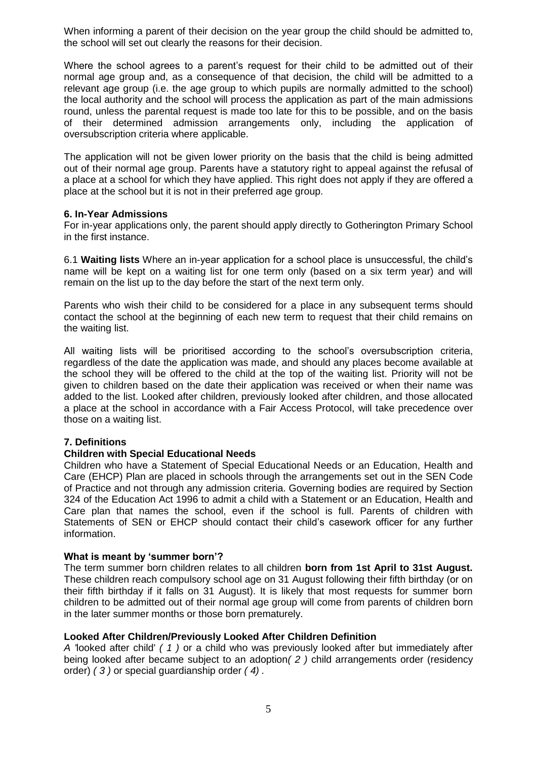When informing a parent of their decision on the year group the child should be admitted to, the school will set out clearly the reasons for their decision.

Where the school agrees to a parent's request for their child to be admitted out of their normal age group and, as a consequence of that decision, the child will be admitted to a relevant age group (i.e. the age group to which pupils are normally admitted to the school) the local authority and the school will process the application as part of the main admissions round, unless the parental request is made too late for this to be possible, and on the basis of their determined admission arrangements only, including the application of oversubscription criteria where applicable.

The application will not be given lower priority on the basis that the child is being admitted out of their normal age group. Parents have a statutory right to appeal against the refusal of a place at a school for which they have applied. This right does not apply if they are offered a place at the school but it is not in their preferred age group.

**6. In-Year Admissions**

For in-year applications only, the parent should apply directly to Gotherington Primary School in the first instance.

6.1 **Waiting lists** Where an in-year application for a school place is unsuccessful, the child's name will be kept on a waiting list for one term only (based on a six term year) and will remain on the list up to the day before the start of the next term only.

Parents who wish their child to be considered for a place in any subsequent terms should contact the school at the beginning of each new term to request that their child remains on the waiting list.

All waiting lists will be prioritised according to the school's oversubscription criteria, regardless of the date the application was made, and should any places become available at the school they will be offered to the child at the top of the waiting list. Priority will not be given to children based on the date their application was received or when their name was added to the list. Looked after children, previously looked after children, and those allocated a place at the school in accordance with a Fair Access Protocol, will take precedence over those on a waiting list.

**7. Definitions**

**Children with Special Educational Needs**

Children who have a Statement of Special Educational Needs or an Education, Health and Care (EHCP) Plan are placed in schools through the arrangements set out in the SEN Code of Practice and not through any admission criteria. Governing bodies are required by Section 324 of the Education Act 1996 to admit a child with a Statement or an Education, Health and Care plan that names the school, even if the school is full. Parents of children with Statements of SEN or EHCP should contact their child's casework officer for any further information.

**What is meant by 'summer born'?**

The term summer born children relates to all children **born from 1st April to 31st August.** These children reach compulsory school age on 31 August following their fifth birthday (or on their fifth birthday if it falls on 31 August). It is likely that most requests for summer born children to be admitted out of their normal age group will come from parents of children born in the later summer months or those born prematurely.

**Looked After Children/Previously Looked After Children Definition**

*A* 'looked after child' *( 1 )* or a child who was previously looked after but immediately after being looked after became subject to an adoption*( 2 )* child arrangements order (residency order) *( 3 )* or special guardianship order *( 4)* .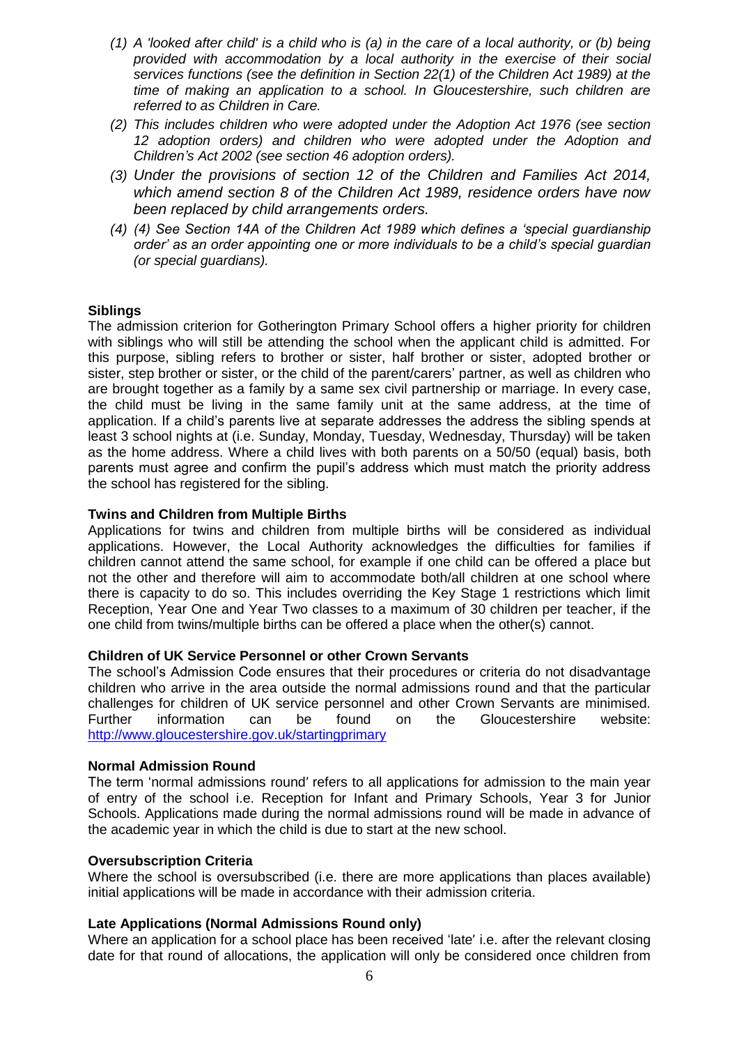*(1) A 'looked after child' is a child who is (a) in the care of a local authority, or (b) being provided with accommodation by a local authority in the exercise of their social services functions (see the definition in Section 22(1) of the Children Act 1989) at the time of making an application to a school. In Gloucestershire, such children are referred to as Children in Care.*

*(2) This includes children who were adopted under the Adoption Act 1976 (see section 12 adoption orders) and children who were adopted under the Adoption and Children's Act 2002 (see section 46 adoption orders).*

*(3) Under the provisions of section 12 of the Children and Families Act 2014, which amend section 8 of the Children Act 1989, residence orders have now been replaced by child arrangements orders.*

*(4) (4) See Section 14A of the Children Act 1989 which defines a 'special guardianship order' as an order appointing one or more individuals to be a child's special guardian (or special guardians).*

**Siblings**

The admission criterion for Gotherington Primary School offers a higher priority for children with siblings who will still be attending the school when the applicant child is admitted. For this purpose, sibling refers to brother or sister, half brother or sister, adopted brother or sister, step brother or sister, or the child of the parent/carers' partner, as well as children who are brought together as a family by a same sex civil partnership or marriage. In every case, the child must be living in the same family unit at the same address, at the time of application. If a child's parents live at separate addresses the address the sibling spends at least 3 school nights at (i.e. Sunday, Monday, Tuesday, Wednesday, Thursday) will be taken as the home address. Where a child lives with both parents on a 50/50 (equal) basis, both parents must agree and confirm the pupil's address which must match the priority address the school has registered for the sibling.

**Twins and Children from Multiple Births**

Applications for twins and children from multiple births will be considered as individual applications. However, the Local Authority acknowledges the difficulties for families if children cannot attend the same school, for example if one child can be offered a place but not the other and therefore will aim to accommodate both/all children at one school where there is capacity to do so. This includes overriding the Key Stage 1 restrictions which limit Reception, Year One and Year Two classes to a maximum of 30 children per teacher, if the one child from twins/multiple births can be offered a place when the other(s) cannot.

**Children of UK Service Personnel or other Crown Servants**

The school's Admission Code ensures that their procedures or criteria do not disadvantage children who arrive in the area outside the normal admissions round and that the particular challenges for children of UK service personnel and other Crown Servants are minimised. Further information can be found on the Gloucestershire website: http://www.gloucestershire.gov.uk/startingprimary

**Normal Admission Round**

The term 'normal admissions round' refers to all applications for admission to the main year of entry of the school i.e. Reception for Infant and Primary Schools, Year 3 for Junior Schools. Applications made during the normal admissions round will be made in advance of the academic year in which the child is due to start at the new school.

**Oversubscription Criteria**

Where the school is oversubscribed (i.e. there are more applications than places available) initial applications will be made in accordance with their admission criteria.

**Late Applications (Normal Admissions Round only)**

Where an application for a school place has been received 'late' i.e. after the relevant closing date for that round of allocations, the application will only be considered once children from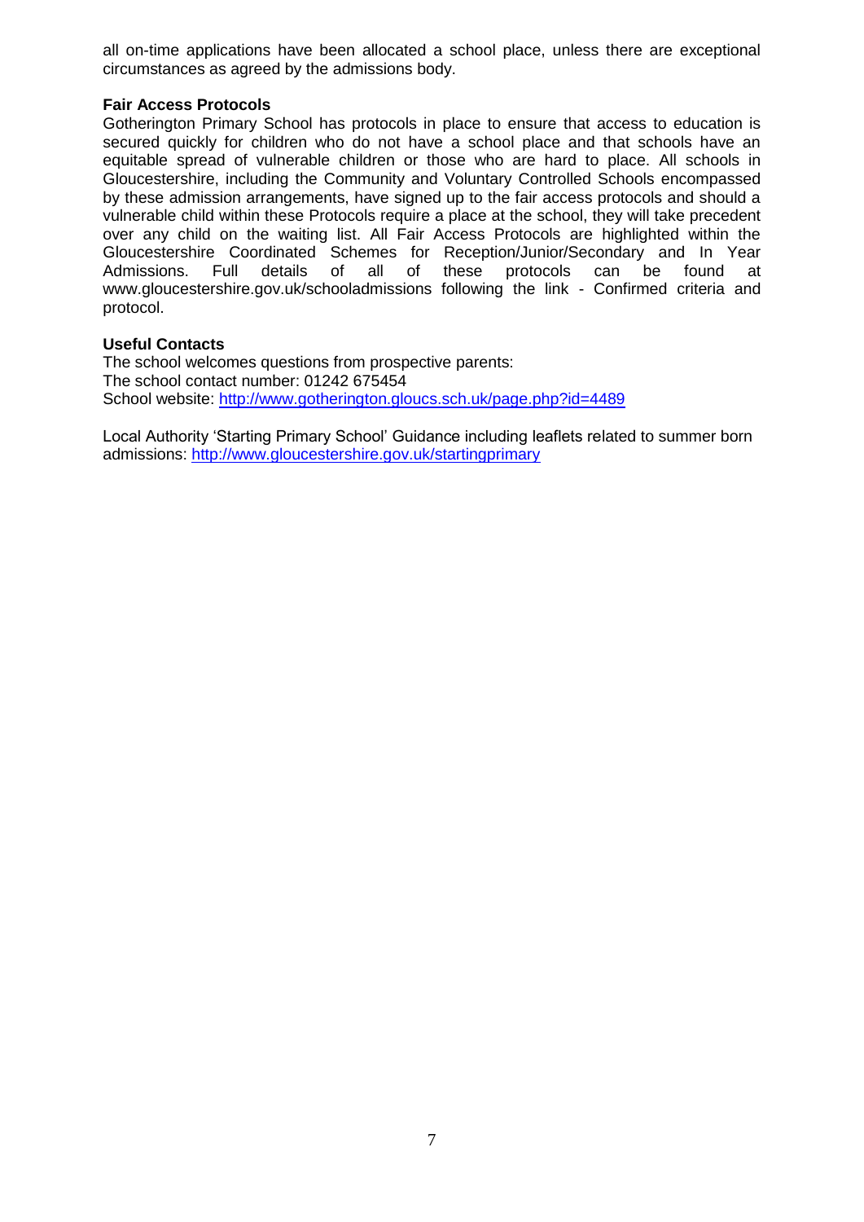all on-time applications have been allocated a school place, unless there are exceptional circumstances as agreed by the admissions body.

**Fair Access Protocols**

Gotherington Primary School has protocols in place to ensure that access to education is secured quickly for children who do not have a school place and that schools have an equitable spread of vulnerable children or those who are hard to place. All schools in Gloucestershire, including the Community and Voluntary Controlled Schools encompassed by these admission arrangements, have signed up to the fair access protocols and should a vulnerable child within these Protocols require a place at the school, they will take precedent over any child on the waiting list. All Fair Access Protocols are highlighted within the Gloucestershire Coordinated Schemes for Reception/Junior/Secondary and In Year Admissions. Full details of all of these protocols can be found at www.gloucestershire.gov.uk/schooladmissions following the link - Confirmed criteria and protocol.

**Useful Contacts**

The school welcomes questions from prospective parents:
The school contact number: 01242 675454
School website: http://www.gotherington.gloucs.sch.uk/page.php?id=4489

Local Authority 'Starting Primary School' Guidance including leaflets related to summer born admissions: http://www.gloucestershire.gov.uk/startingprimary